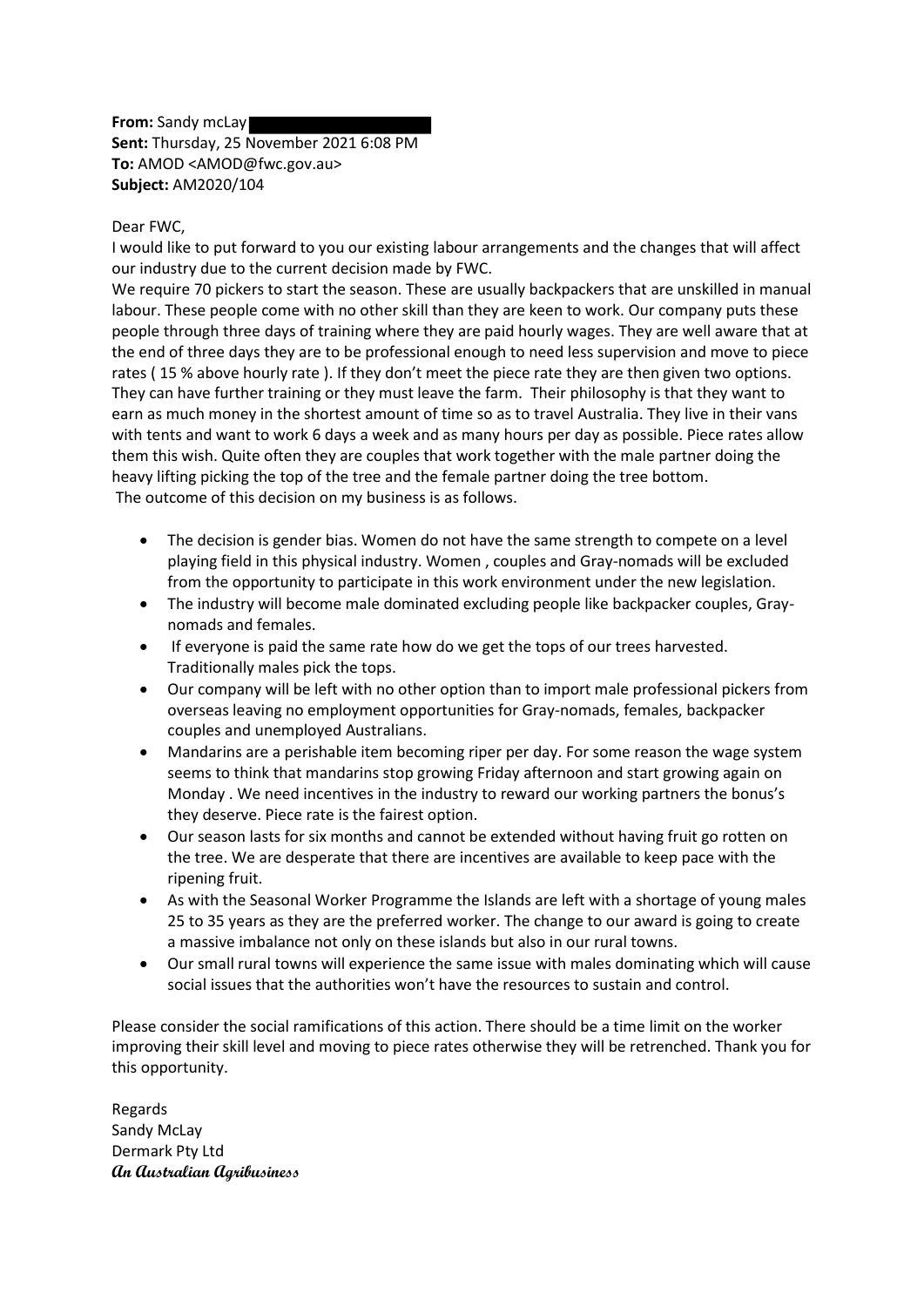**From:** Sandy mcLay
**Sent:** Thursday, 25 November 2021 6:08 PM
**To:** AMOD <AMOD@fwc.gov.au>
**Subject:** AM2020/104

Dear FWC,

I would like to put forward to you our existing labour arrangements and the changes that will affect our industry due to the current decision made by FWC.

We require 70 pickers to start the season. These are usually backpackers that are unskilled in manual labour. These people come with no other skill than they are keen to work. Our company puts these people through three days of training where they are paid hourly wages. They are well aware that at the end of three days they are to be professional enough to need less supervision and move to piece rates ( 15 % above hourly rate ). If they don't meet the piece rate they are then given two options. They can have further training or they must leave the farm. Their philosophy is that they want to earn as much money in the shortest amount of time so as to travel Australia. They live in their vans with tents and want to work 6 days a week and as many hours per day as possible. Piece rates allow them this wish. Quite often they are couples that work together with the male partner doing the heavy lifting picking the top of the tree and the female partner doing the tree bottom.

The outcome of this decision on my business is as follows.

- The decision is gender bias. Women do not have the same strength to compete on a level playing field in this physical industry. Women , couples and Gray-nomads will be excluded from the opportunity to participate in this work environment under the new legislation.
- The industry will become male dominated excluding people like backpacker couples, Gray-nomads and females.
- If everyone is paid the same rate how do we get the tops of our trees harvested. Traditionally males pick the tops.
- Our company will be left with no other option than to import male professional pickers from overseas leaving no employment opportunities for Gray-nomads, females, backpacker couples and unemployed Australians.
- Mandarins are a perishable item becoming riper per day. For some reason the wage system seems to think that mandarins stop growing Friday afternoon and start growing again on Monday . We need incentives in the industry to reward our working partners the bonus's they deserve. Piece rate is the fairest option.
- Our season lasts for six months and cannot be extended without having fruit go rotten on the tree. We are desperate that there are incentives are available to keep pace with the ripening fruit.
- As with the Seasonal Worker Programme the Islands are left with a shortage of young males 25 to 35 years as they are the preferred worker. The change to our award is going to create a massive imbalance not only on these islands but also in our rural towns.
- Our small rural towns will experience the same issue with males dominating which will cause social issues that the authorities won't have the resources to sustain and control.

Please consider the social ramifications of this action. There should be a time limit on the worker improving their skill level and moving to piece rates otherwise they will be retrenched. Thank you for this opportunity.

Regards
Sandy McLay
Dermark Pty Ltd
***An Australian Agribusiness***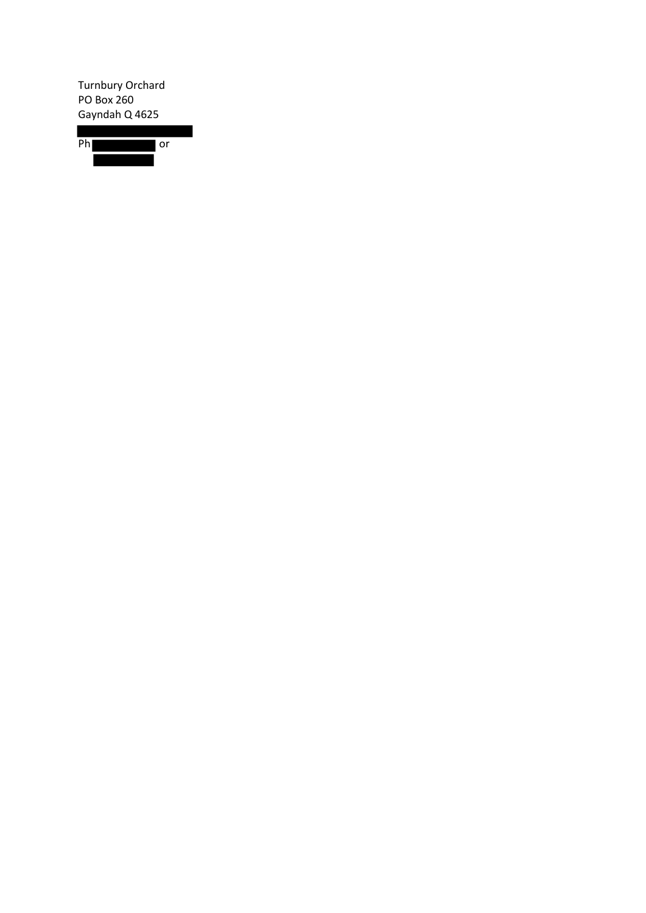Turnbury Orchard
PO Box 260
Gaydah Q 4625

Ph or

Turnbury Orchard
PO Box 260
Gayndah Q 4625

Ph or